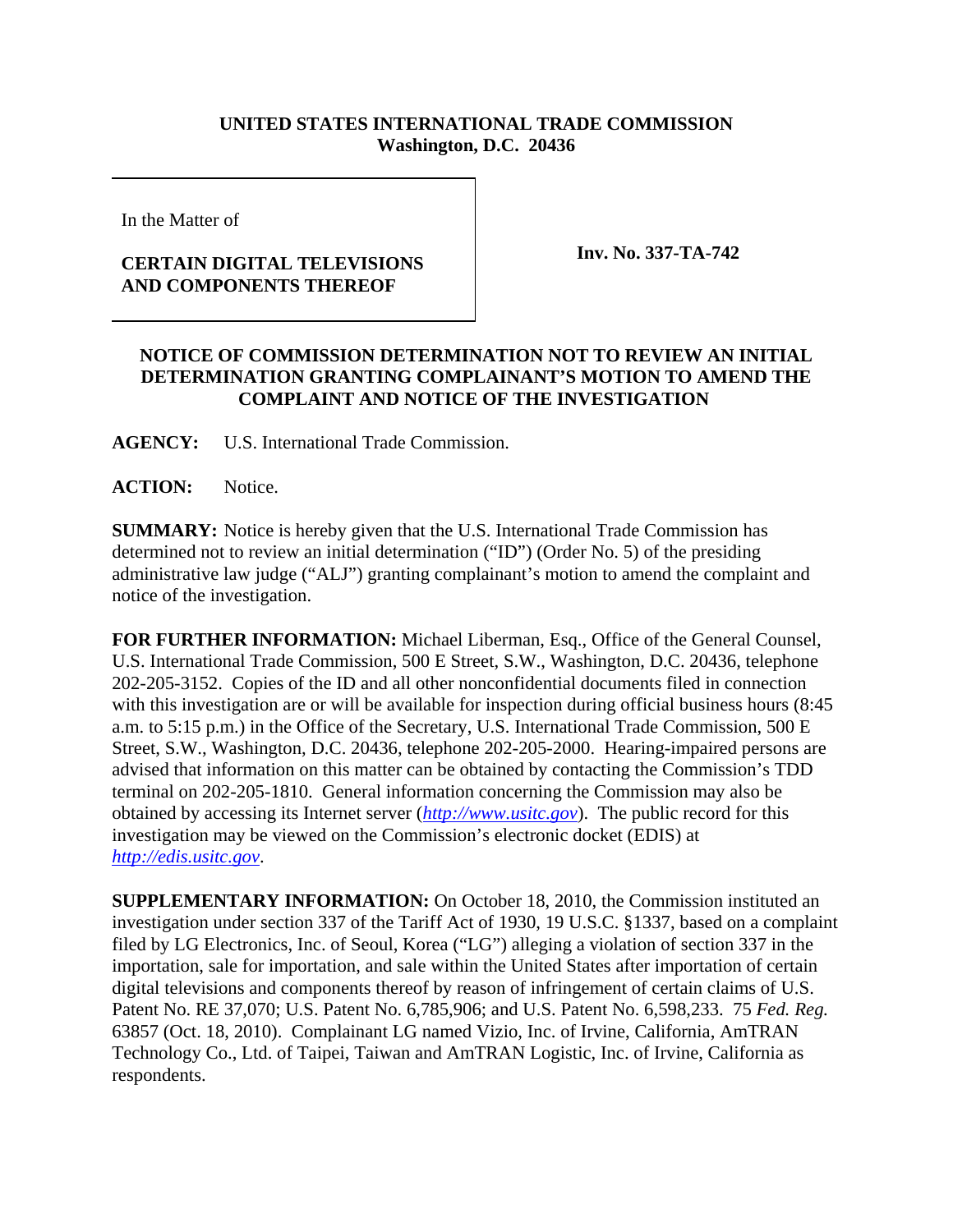**UNITED STATES INTERNATIONAL TRADE COMMISSION**
**Washington, D.C. 20436**

In the Matter of

**CERTAIN DIGITAL TELEVISIONS AND COMPONENTS THEREOF**

**Inv. No. 337-TA-742**

**NOTICE OF COMMISSION DETERMINATION NOT TO REVIEW AN INITIAL DETERMINATION GRANTING COMPLAINANT'S MOTION TO AMEND THE COMPLAINT AND NOTICE OF THE INVESTIGATION**

**AGENCY:** U.S. International Trade Commission.

**ACTION:** Notice.

**SUMMARY:** Notice is hereby given that the U.S. International Trade Commission has determined not to review an initial determination ("ID") (Order No. 5) of the presiding administrative law judge ("ALJ") granting complainant's motion to amend the complaint and notice of the investigation.

**FOR FURTHER INFORMATION:** Michael Liberman, Esq., Office of the General Counsel, U.S. International Trade Commission, 500 E Street, S.W., Washington, D.C. 20436, telephone 202-205-3152. Copies of the ID and all other nonconfidential documents filed in connection with this investigation are or will be available for inspection during official business hours (8:45 a.m. to 5:15 p.m.) in the Office of the Secretary, U.S. International Trade Commission, 500 E Street, S.W., Washington, D.C. 20436, telephone 202-205-2000. Hearing-impaired persons are advised that information on this matter can be obtained by contacting the Commission's TDD terminal on 202-205-1810. General information concerning the Commission may also be obtained by accessing its Internet server (*http://www.usitc.gov*). The public record for this investigation may be viewed on the Commission's electronic docket (EDIS) at *http://edis.usitc.gov*.

**SUPPLEMENTARY INFORMATION:** On October 18, 2010, the Commission instituted an investigation under section 337 of the Tariff Act of 1930, 19 U.S.C. §1337, based on a complaint filed by LG Electronics, Inc. of Seoul, Korea ("LG") alleging a violation of section 337 in the importation, sale for importation, and sale within the United States after importation of certain digital televisions and components thereof by reason of infringement of certain claims of U.S. Patent No. RE 37,070; U.S. Patent No. 6,785,906; and U.S. Patent No. 6,598,233. 75 *Fed. Reg.* 63857 (Oct. 18, 2010). Complainant LG named Vizio, Inc. of Irvine, California, AmTRAN Technology Co., Ltd. of Taipei, Taiwan and AmTRAN Logistic, Inc. of Irvine, California as respondents.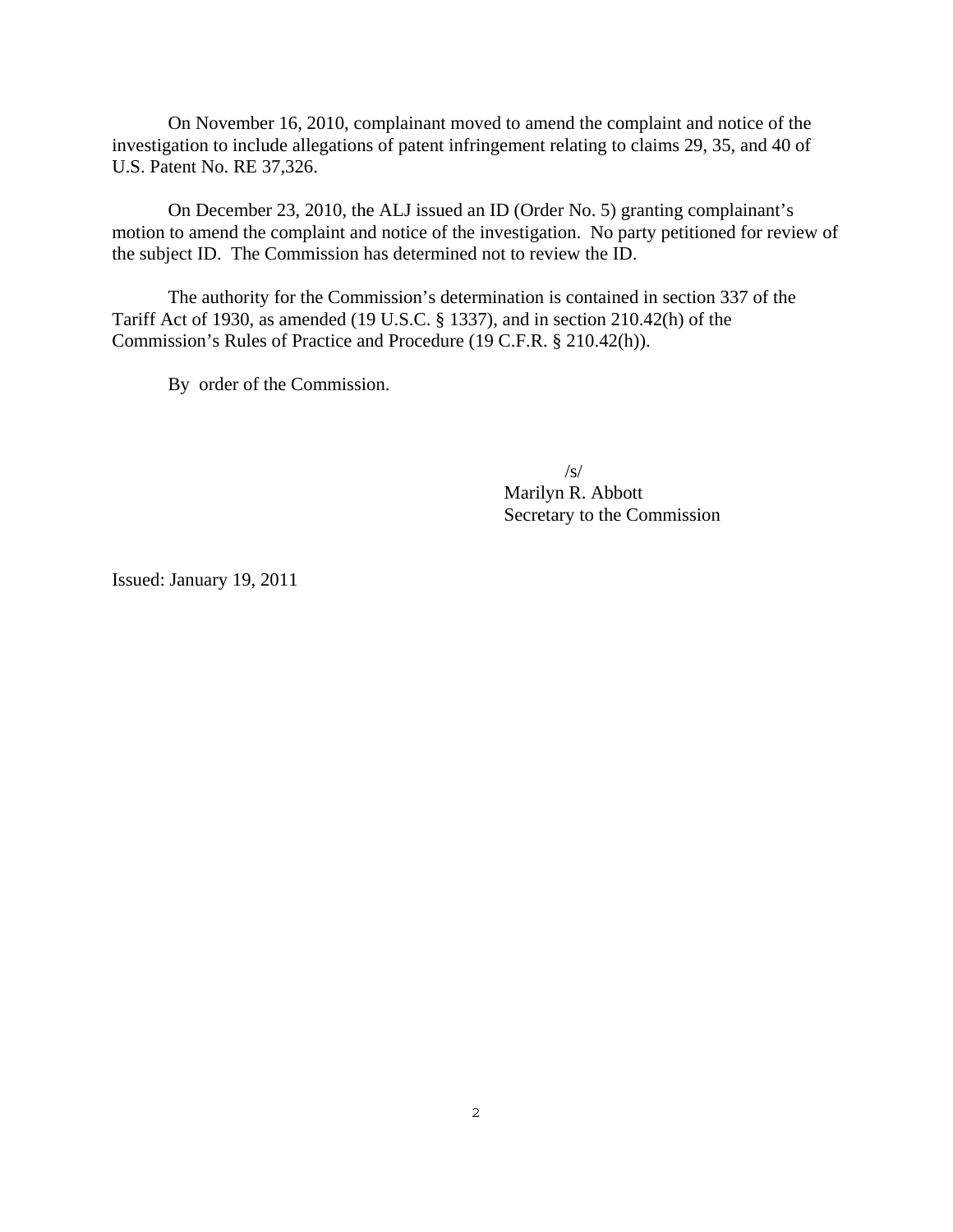On November 16, 2010, complainant moved to amend the complaint and notice of the investigation to include allegations of patent infringement relating to claims 29, 35, and 40 of U.S. Patent No. RE 37,326.

On December 23, 2010, the ALJ issued an ID (Order No. 5) granting complainant's motion to amend the complaint and notice of the investigation. No party petitioned for review of the subject ID. The Commission has determined not to review the ID.

The authority for the Commission's determination is contained in section 337 of the Tariff Act of 1930, as amended (19 U.S.C. § 1337), and in section 210.42(h) of the Commission's Rules of Practice and Procedure (19 C.F.R. § 210.42(h)).

By order of the Commission.

/s/
Marilyn R. Abbott
Secretary to the Commission

Issued: January 19, 2011